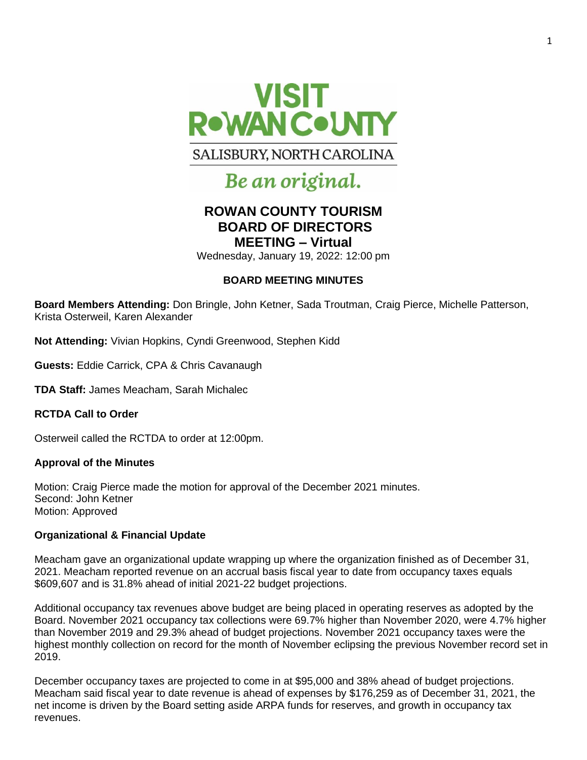VISIT ROWAN COUNTY

SALISBURY, NORTH CAROLINA

*Be an original.*

# ROWAN COUNTY TOURISM BOARD OF DIRECTORS MEETING – Virtual

Wednesday, January 19, 2022: 12:00 pm

## BOARD MEETING MINUTES

**Board Members Attending:** Don Bringle, John Ketner, Sada Troutman, Craig Pierce, Michelle Patterson, Krista Osterweil, Karen Alexander

**Not Attending:** Vivian Hopkins, Cyndi Greenwood, Stephen Kidd

**Guests:** Eddie Carrick, CPA & Chris Cavanaugh

**TDA Staff:** James Meacham, Sarah Michalec

### RCTDA Call to Order

Osterweil called the RCTDA to order at 12:00pm.

### Approval of the Minutes

Motion: Craig Pierce made the motion for approval of the December 2021 minutes.
Second: John Ketner
Motion: Approved

### Organizational & Financial Update

Meacham gave an organizational update wrapping up where the organization finished as of December 31, 2021. Meacham reported revenue on an accrual basis fiscal year to date from occupancy taxes equals $609,607 and is 31.8% ahead of initial 2021-22 budget projections.

Additional occupancy tax revenues above budget are being placed in operating reserves as adopted by the Board. November 2021 occupancy tax collections were 69.7% higher than November 2020, were 4.7% higher than November 2019 and 29.3% ahead of budget projections. November 2021 occupancy taxes were the highest monthly collection on record for the month of November eclipsing the previous November record set in 2019.

December occupancy taxes are projected to come in at $95,000 and 38% ahead of budget projections. Meacham said fiscal year to date revenue is ahead of expenses by $176,259 as of December 31, 2021, the net income is driven by the Board setting aside ARPA funds for reserves, and growth in occupancy tax revenues.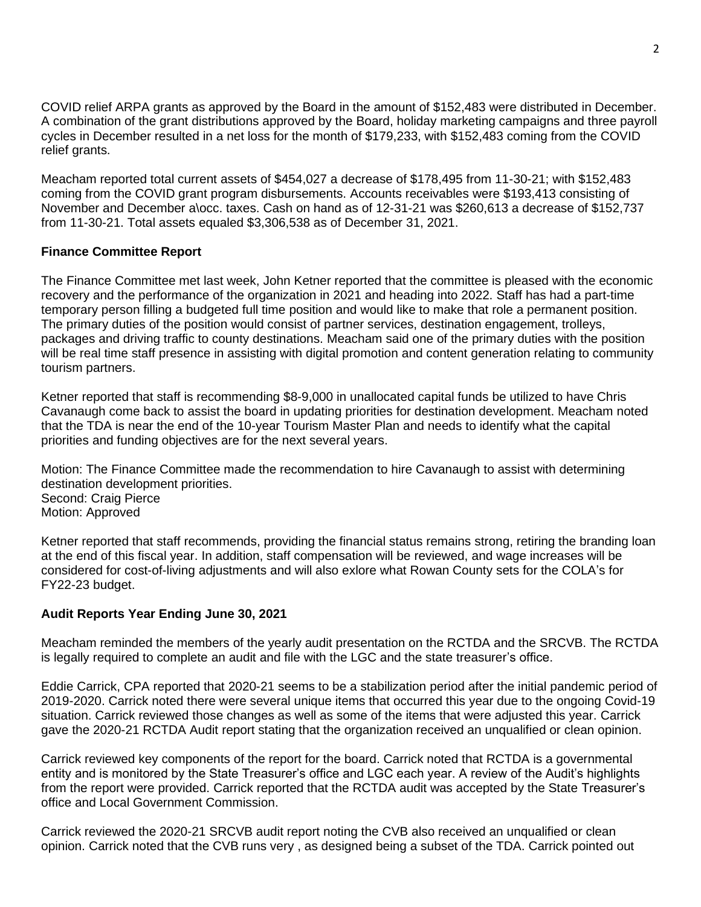COVID relief ARPA grants as approved by the Board in the amount of $152,483 were distributed in December. A combination of the grant distributions approved by the Board, holiday marketing campaigns and three payroll cycles in December resulted in a net loss for the month of $179,233, with $152,483 coming from the COVID relief grants.

Meacham reported total current assets of $454,027 a decrease of $178,495 from 11-30-21; with $152,483 coming from the COVID grant program disbursements. Accounts receivables were $193,413 consisting of November and December a\occ. taxes. Cash on hand as of 12-31-21 was $260,613 a decrease of $152,737 from 11-30-21. Total assets equaled $3,306,538 as of December 31, 2021.

**Finance Committee Report**

The Finance Committee met last week, John Ketner reported that the committee is pleased with the economic recovery and the performance of the organization in 2021 and heading into 2022. Staff has had a part-time temporary person filling a budgeted full time position and would like to make that role a permanent position. The primary duties of the position would consist of partner services, destination engagement, trolleys, packages and driving traffic to county destinations. Meacham said one of the primary duties with the position will be real time staff presence in assisting with digital promotion and content generation relating to community tourism partners.

Ketner reported that staff is recommending $8-9,000 in unallocated capital funds be utilized to have Chris Cavanaugh come back to assist the board in updating priorities for destination development. Meacham noted that the TDA is near the end of the 10-year Tourism Master Plan and needs to identify what the capital priorities and funding objectives are for the next several years.

Motion: The Finance Committee made the recommendation to hire Cavanaugh to assist with determining destination development priorities.
Second: Craig Pierce
Motion: Approved

Ketner reported that staff recommends, providing the financial status remains strong, retiring the branding loan at the end of this fiscal year. In addition, staff compensation will be reviewed, and wage increases will be considered for cost-of-living adjustments and will also exlore what Rowan County sets for the COLA's for FY22-23 budget.

**Audit Reports Year Ending June 30, 2021**

Meacham reminded the members of the yearly audit presentation on the RCTDA and the SRCVB. The RCTDA is legally required to complete an audit and file with the LGC and the state treasurer's office.

Eddie Carrick, CPA reported that 2020-21 seems to be a stabilization period after the initial pandemic period of 2019-2020. Carrick noted there were several unique items that occurred this year due to the ongoing Covid-19 situation. Carrick reviewed those changes as well as some of the items that were adjusted this year. Carrick gave the 2020-21 RCTDA Audit report stating that the organization received an unqualified or clean opinion.

Carrick reviewed key components of the report for the board. Carrick noted that RCTDA is a governmental entity and is monitored by the State Treasurer's office and LGC each year. A review of the Audit's highlights from the report were provided. Carrick reported that the RCTDA audit was accepted by the State Treasurer's office and Local Government Commission.

Carrick reviewed the 2020-21 SRCVB audit report noting the CVB also received an unqualified or clean opinion. Carrick noted that the CVB runs very , as designed being a subset of the TDA. Carrick pointed out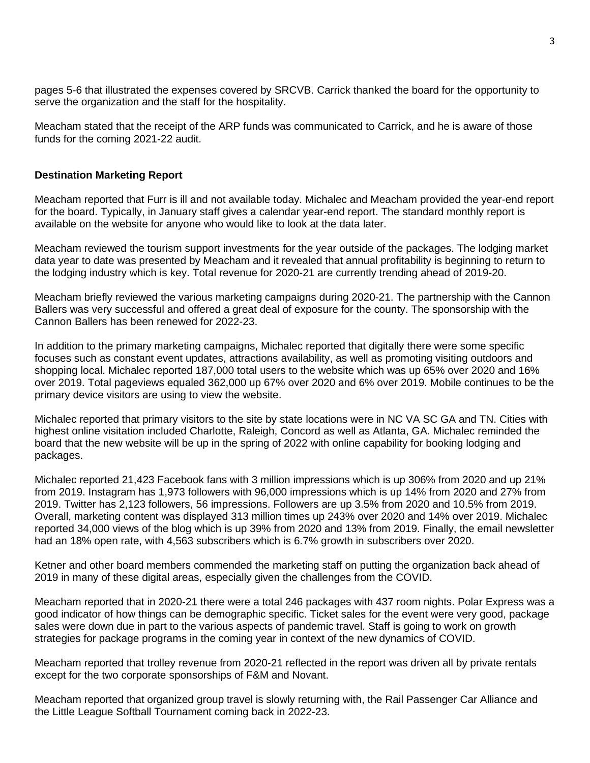pages 5-6 that illustrated the expenses covered by SRCVB. Carrick thanked the board for the opportunity to serve the organization and the staff for the hospitality.

Meacham stated that the receipt of the ARP funds was communicated to Carrick, and he is aware of those funds for the coming 2021-22 audit.

**Destination Marketing Report**

Meacham reported that Furr is ill and not available today. Michalec and Meacham provided the year-end report for the board. Typically, in January staff gives a calendar year-end report. The standard monthly report is available on the website for anyone who would like to look at the data later.

Meacham reviewed the tourism support investments for the year outside of the packages. The lodging market data year to date was presented by Meacham and it revealed that annual profitability is beginning to return to the lodging industry which is key. Total revenue for 2020-21 are currently trending ahead of 2019-20.

Meacham briefly reviewed the various marketing campaigns during 2020-21. The partnership with the Cannon Ballers was very successful and offered a great deal of exposure for the county. The sponsorship with the Cannon Ballers has been renewed for 2022-23.

In addition to the primary marketing campaigns, Michalec reported that digitally there were some specific focuses such as constant event updates, attractions availability, as well as promoting visiting outdoors and shopping local. Michalec reported 187,000 total users to the website which was up 65% over 2020 and 16% over 2019. Total pageviews equaled 362,000 up 67% over 2020 and 6% over 2019. Mobile continues to be the primary device visitors are using to view the website.

Michalec reported that primary visitors to the site by state locations were in NC VA SC GA and TN. Cities with highest online visitation included Charlotte, Raleigh, Concord as well as Atlanta, GA. Michalec reminded the board that the new website will be up in the spring of 2022 with online capability for booking lodging and packages.

Michalec reported 21,423 Facebook fans with 3 million impressions which is up 306% from 2020 and up 21% from 2019. Instagram has 1,973 followers with 96,000 impressions which is up 14% from 2020 and 27% from 2019. Twitter has 2,123 followers, 56 impressions. Followers are up 3.5% from 2020 and 10.5% from 2019. Overall, marketing content was displayed 313 million times up 243% over 2020 and 14% over 2019. Michalec reported 34,000 views of the blog which is up 39% from 2020 and 13% from 2019. Finally, the email newsletter had an 18% open rate, with 4,563 subscribers which is 6.7% growth in subscribers over 2020.

Ketner and other board members commended the marketing staff on putting the organization back ahead of 2019 in many of these digital areas, especially given the challenges from the COVID.

Meacham reported that in 2020-21 there were a total 246 packages with 437 room nights. Polar Express was a good indicator of how things can be demographic specific. Ticket sales for the event were very good, package sales were down due in part to the various aspects of pandemic travel. Staff is going to work on growth strategies for package programs in the coming year in context of the new dynamics of COVID.

Meacham reported that trolley revenue from 2020-21 reflected in the report was driven all by private rentals except for the two corporate sponsorships of F&M and Novant.

Meacham reported that organized group travel is slowly returning with, the Rail Passenger Car Alliance and the Little League Softball Tournament coming back in 2022-23.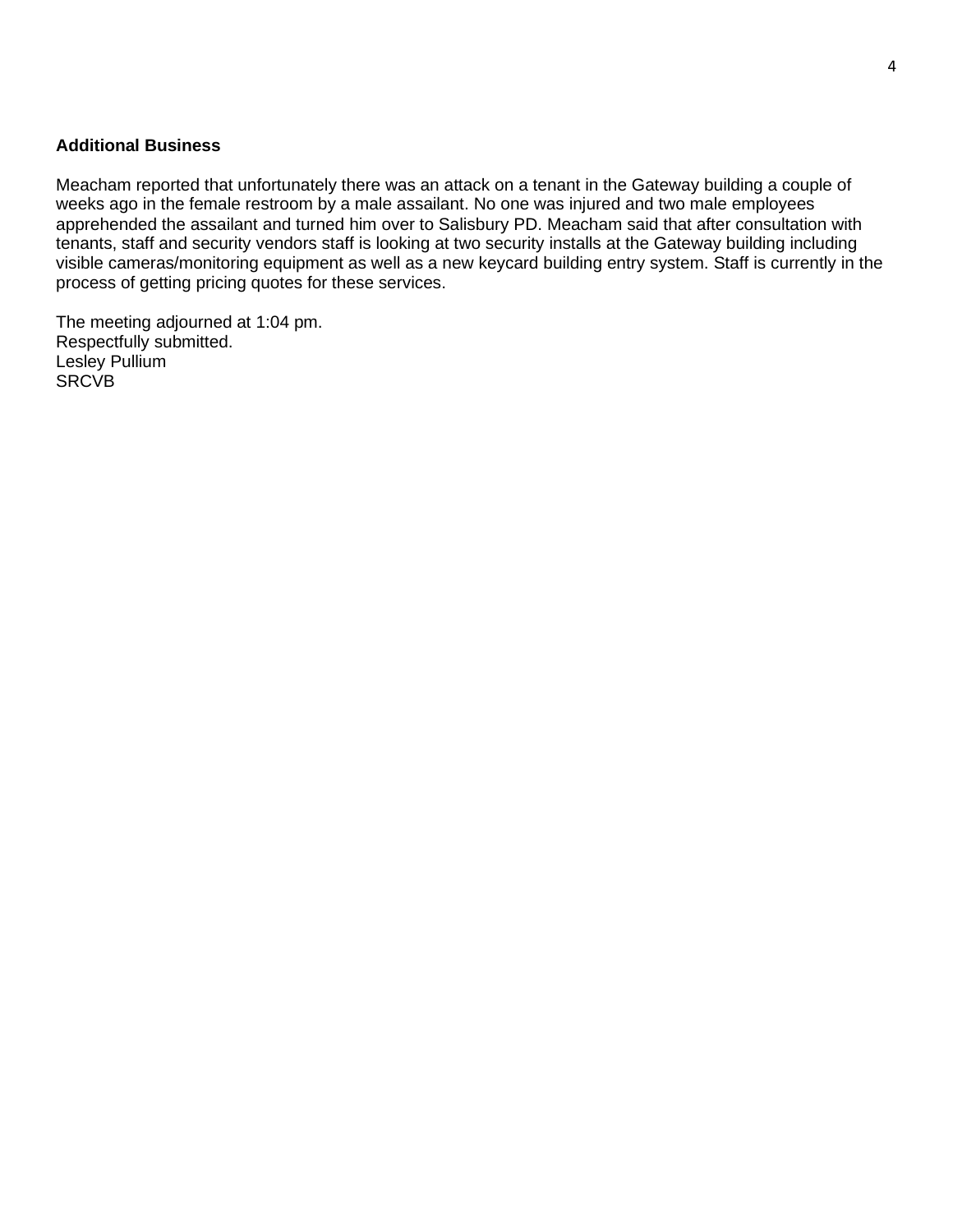**Additional Business**

Meacham reported that unfortunately there was an attack on a tenant in the Gateway building a couple of weeks ago in the female restroom by a male assailant. No one was injured and two male employees apprehended the assailant and turned him over to Salisbury PD. Meacham said that after consultation with tenants, staff and security vendors staff is looking at two security installs at the Gateway building including visible cameras/monitoring equipment as well as a new keycard building entry system. Staff is currently in the process of getting pricing quotes for these services.

The meeting adjourned at 1:04 pm.
Respectfully submitted.
Lesley Pullium
SRCVB